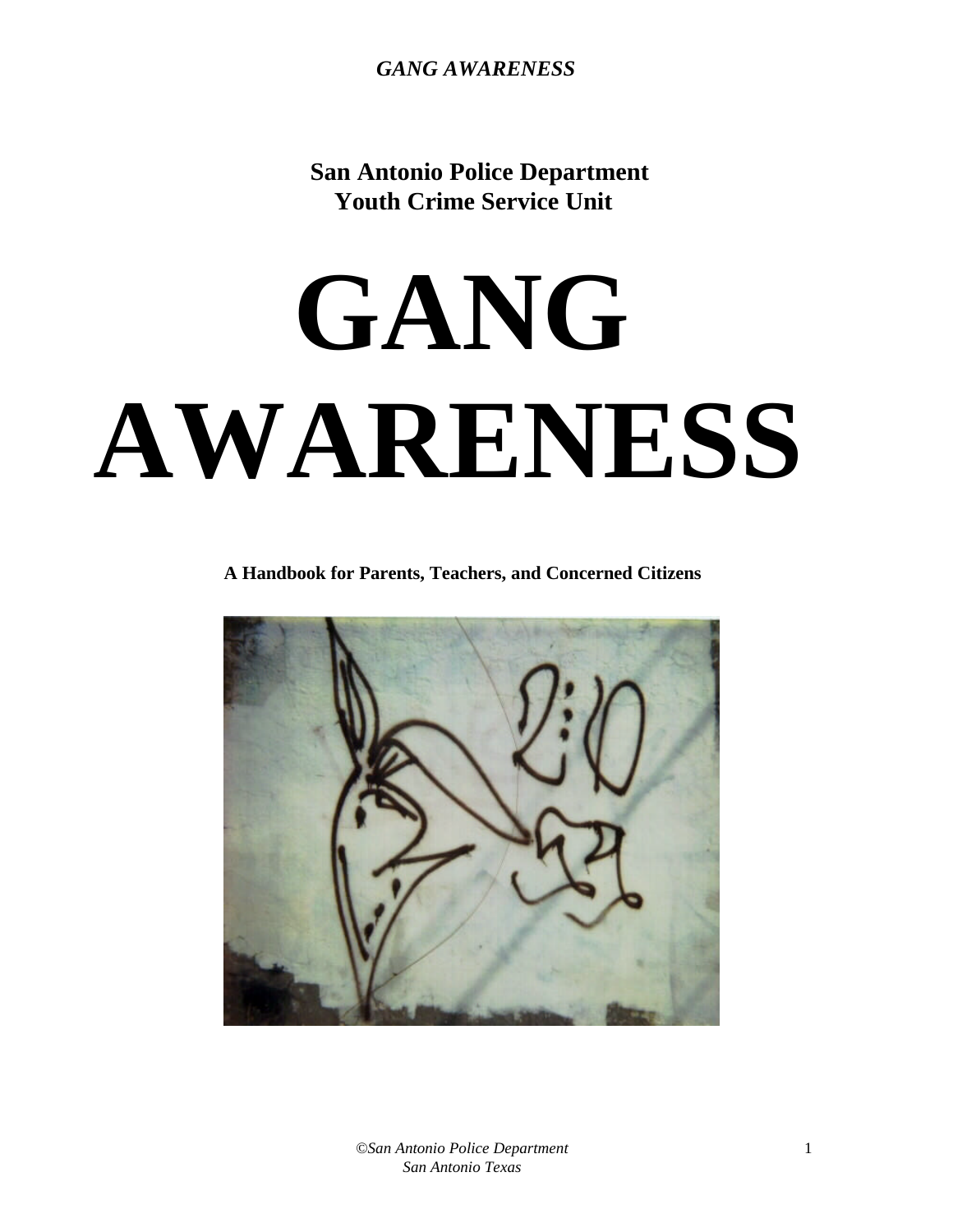**San Antonio Police Department**
**Youth Crime Service Unit**

# GANG AWARENESS

**A Handbook for Parents, Teachers, and Concerned Citizens**

*©San Antonio Police Department*
*San Antonio Texas*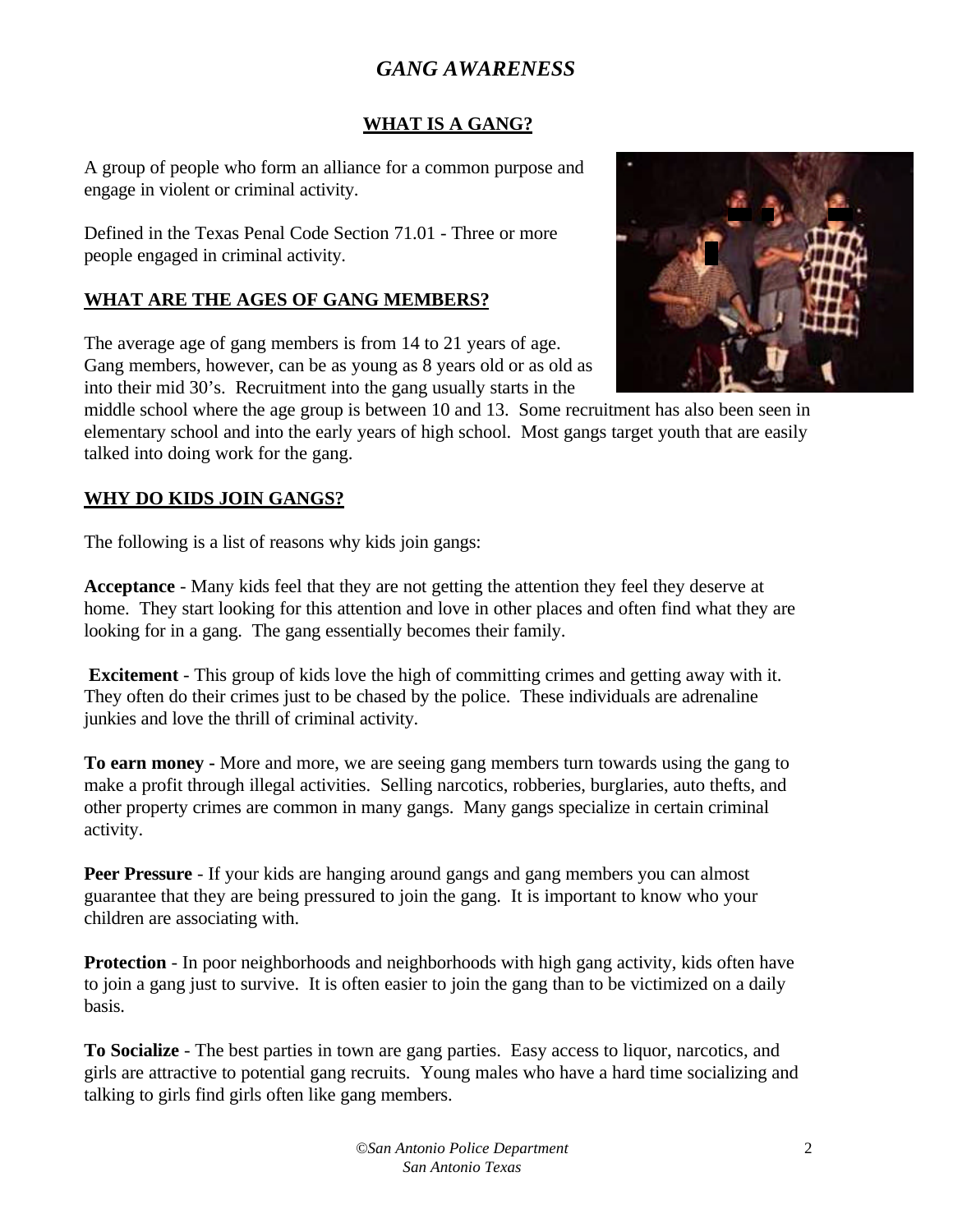# *GANG AWARENESS*

## WHAT IS A GANG?

A group of people who form an alliance for a common purpose and engage in violent or criminal activity.

Defined in the Texas Penal Code Section 71.01 - Three or more people engaged in criminal activity.

## WHAT ARE THE AGES OF GANG MEMBERS?

The average age of gang members is from 14 to 21 years of age. Gang members, however, can be as young as 8 years old or as old as into their mid 30's. Recruitment into the gang usually starts in the middle school where the age group is between 10 and 13. Some recruitment has also been seen in elementary school and into the early years of high school. Most gangs target youth that are easily talked into doing work for the gang.

## WHY DO KIDS JOIN GANGS?

The following is a list of reasons why kids join gangs:

**Acceptance** - Many kids feel that they are not getting the attention they feel they deserve at home. They start looking for this attention and love in other places and often find what they are looking for in a gang. The gang essentially becomes their family.

**Excitement** - This group of kids love the high of committing crimes and getting away with it. They often do their crimes just to be chased by the police. These individuals are adrenaline junkies and love the thrill of criminal activity.

**To earn money -** More and more, we are seeing gang members turn towards using the gang to make a profit through illegal activities. Selling narcotics, robberies, burglaries, auto thefts, and other property crimes are common in many gangs. Many gangs specialize in certain criminal activity.

**Peer Pressure** - If your kids are hanging around gangs and gang members you can almost guarantee that they are being pressured to join the gang. It is important to know who your children are associating with.

**Protection** - In poor neighborhoods and neighborhoods with high gang activity, kids often have to join a gang just to survive. It is often easier to join the gang than to be victimized on a daily basis.

**To Socialize** - The best parties in town are gang parties. Easy access to liquor, narcotics, and girls are attractive to potential gang recruits. Young males who have a hard time socializing and talking to girls find girls often like gang members.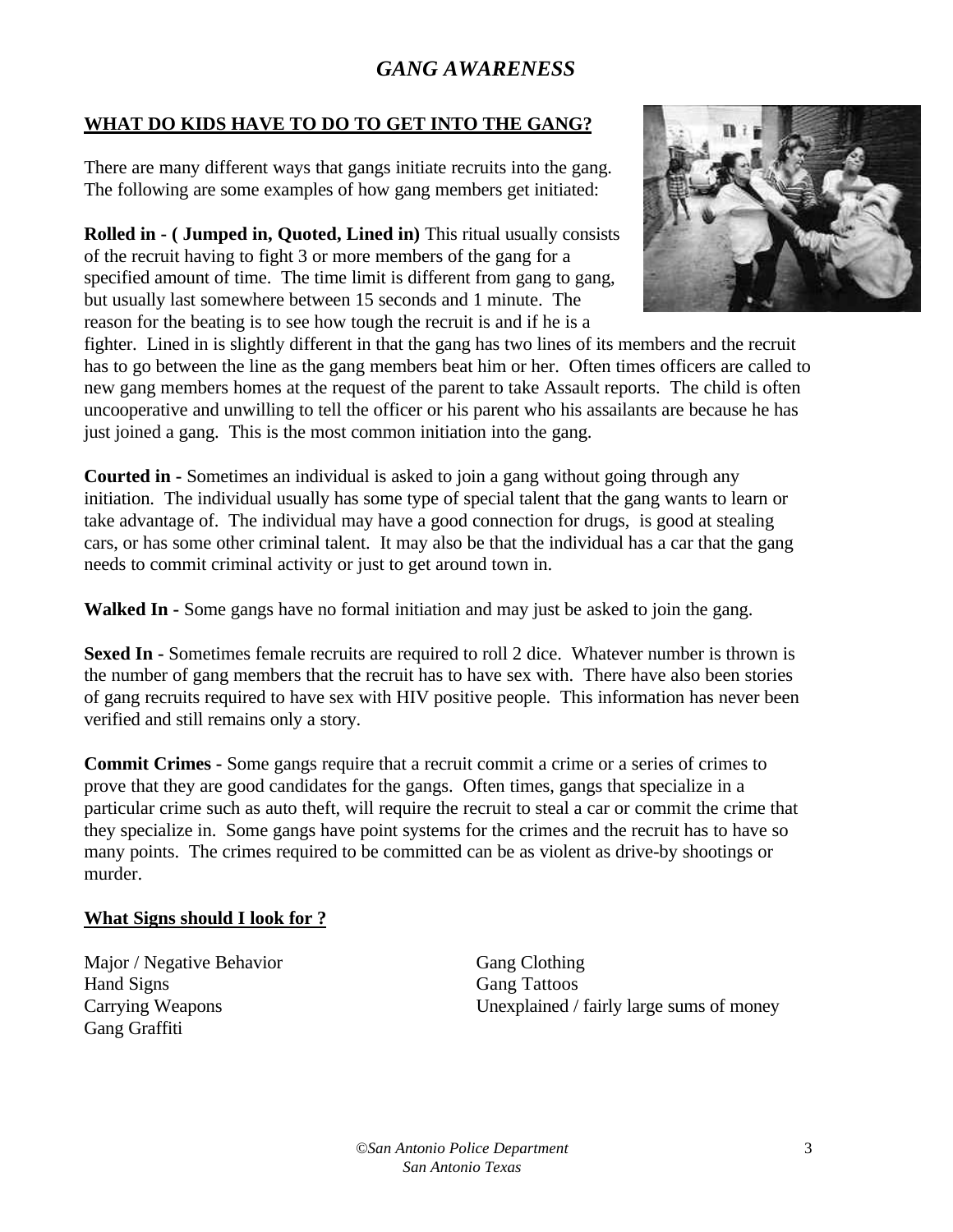# *GANG AWARENESS*

## WHAT DO KIDS HAVE TO DO TO GET INTO THE GANG?

There are many different ways that gangs initiate recruits into the gang. The following are some examples of how gang members get initiated:

**Rolled in - ( Jumped in, Quoted, Lined in)** This ritual usually consists of the recruit having to fight 3 or more members of the gang for a specified amount of time. The time limit is different from gang to gang, but usually last somewhere between 15 seconds and 1 minute. The reason for the beating is to see how tough the recruit is and if he is a fighter. Lined in is slightly different in that the gang has two lines of its members and the recruit has to go between the line as the gang members beat him or her. Often times officers are called to new gang members homes at the request of the parent to take Assault reports. The child is often uncooperative and unwilling to tell the officer or his parent who his assailants are because he has just joined a gang. This is the most common initiation into the gang.

**Courted in -** Sometimes an individual is asked to join a gang without going through any initiation. The individual usually has some type of special talent that the gang wants to learn or take advantage of. The individual may have a good connection for drugs, is good at stealing cars, or has some other criminal talent. It may also be that the individual has a car that the gang needs to commit criminal activity or just to get around town in.

**Walked In -** Some gangs have no formal initiation and may just be asked to join the gang.

**Sexed In -** Sometimes female recruits are required to roll 2 dice. Whatever number is thrown is the number of gang members that the recruit has to have sex with. There have also been stories of gang recruits required to have sex with HIV positive people. This information has never been verified and still remains only a story.

**Commit Crimes -** Some gangs require that a recruit commit a crime or a series of crimes to prove that they are good candidates for the gangs. Often times, gangs that specialize in a particular crime such as auto theft, will require the recruit to steal a car or commit the crime that they specialize in. Some gangs have point systems for the crimes and the recruit has to have so many points. The crimes required to be committed can be as violent as drive-by shootings or murder.

## What Signs should I look for ?

Major / Negative Behavior
Hand Signs
Carrying Weapons
Gang Graffiti
Gang Clothing
Gang Tattoos
Unexplained / fairly large sums of money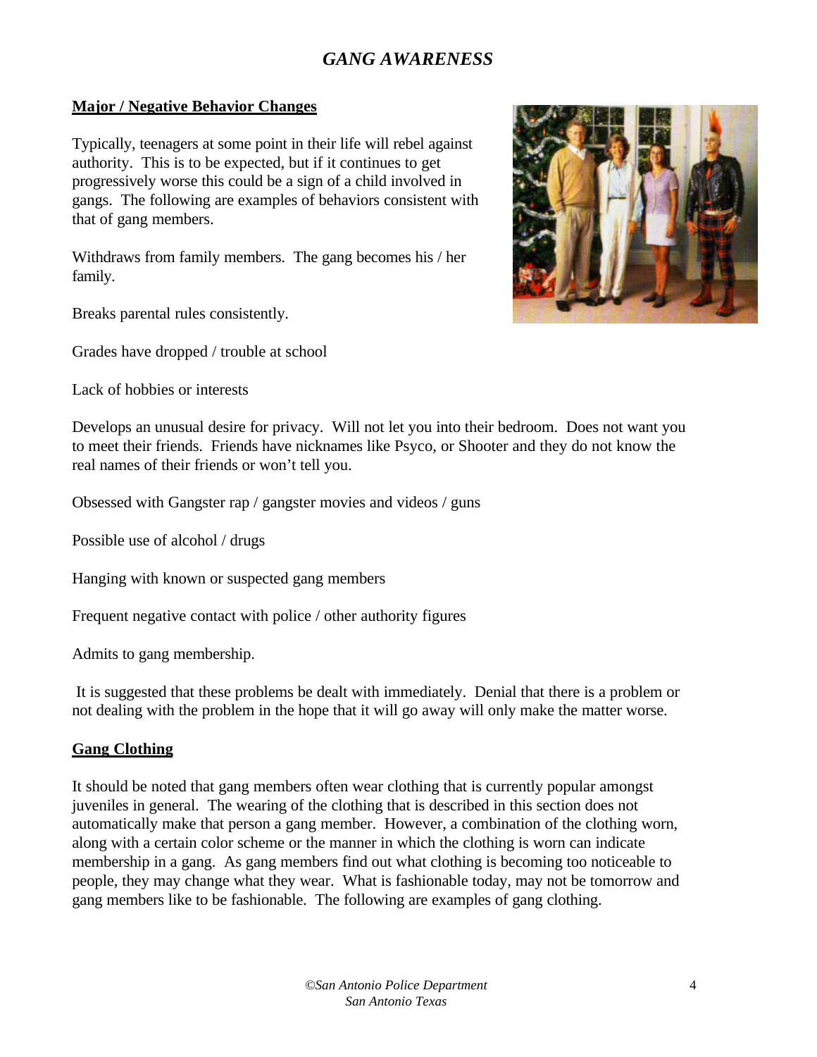# *GANG AWARENESS*

**Major / Negative Behavior Changes**

Typically, teenagers at some point in their life will rebel against authority. This is to be expected, but if it continues to get progressively worse this could be a sign of a child involved in gangs. The following are examples of behaviors consistent with that of gang members.

Withdraws from family members. The gang becomes his / her family.

Breaks parental rules consistently.

Grades have dropped / trouble at school

Lack of hobbies or interests

Develops an unusual desire for privacy. Will not let you into their bedroom. Does not want you to meet their friends. Friends have nicknames like Psyco, or Shooter and they do not know the real names of their friends or won't tell you.

Obsessed with Gangster rap / gangster movies and videos / guns

Possible use of alcohol / drugs

Hanging with known or suspected gang members

Frequent negative contact with police / other authority figures

Admits to gang membership.

It is suggested that these problems be dealt with immediately. Denial that there is a problem or not dealing with the problem in the hope that it will go away will only make the matter worse.

**Gang Clothing**

It should be noted that gang members often wear clothing that is currently popular amongst juveniles in general. The wearing of the clothing that is described in this section does not automatically make that person a gang member. However, a combination of the clothing worn, along with a certain color scheme or the manner in which the clothing is worn can indicate membership in a gang. As gang members find out what clothing is becoming too noticeable to people, they may change what they wear. What is fashionable today, may not be tomorrow and gang members like to be fashionable. The following are examples of gang clothing.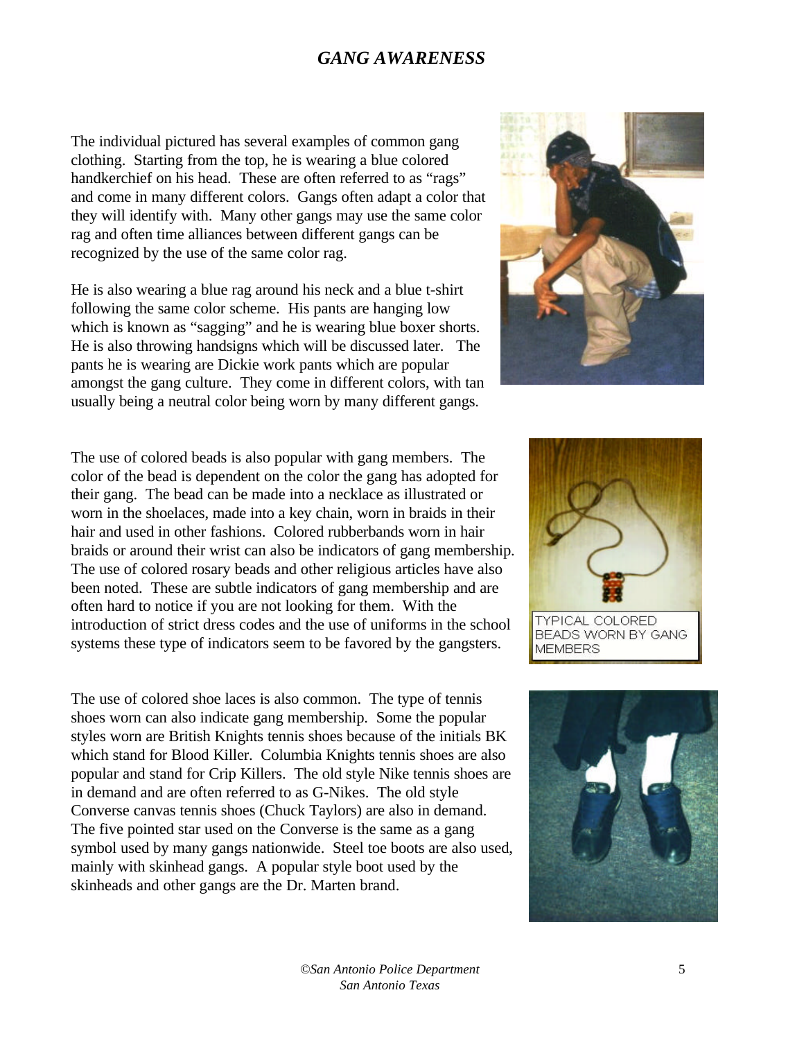## *GANG AWARENESS*

The individual pictured has several examples of common gang clothing. Starting from the top, he is wearing a blue colored handkerchief on his head. These are often referred to as "rags" and come in many different colors. Gangs often adapt a color that they will identify with. Many other gangs may use the same color rag and often time alliances between different gangs can be recognized by the use of the same color rag.

He is also wearing a blue rag around his neck and a blue t-shirt following the same color scheme. His pants are hanging low which is known as "sagging" and he is wearing blue boxer shorts. He is also throwing handsigns which will be discussed later. The pants he is wearing are Dickie work pants which are popular amongst the gang culture. They come in different colors, with tan usually being a neutral color being worn by many different gangs.

The use of colored beads is also popular with gang members. The color of the bead is dependent on the color the gang has adopted for their gang. The bead can be made into a necklace as illustrated or worn in the shoelaces, made into a key chain, worn in braids in their hair and used in other fashions. Colored rubberbands worn in hair braids or around their wrist can also be indicators of gang membership. The use of colored rosary beads and other religious articles have also been noted. These are subtle indicators of gang membership and are often hard to notice if you are not looking for them. With the introduction of strict dress codes and the use of uniforms in the school systems these type of indicators seem to be favored by the gangsters.

TYPICAL COLORED BEADS WORN BY GANG MEMBERS

The use of colored shoe laces is also common. The type of tennis shoes worn can also indicate gang membership. Some the popular styles worn are British Knights tennis shoes because of the initials BK which stand for Blood Killer. Columbia Knights tennis shoes are also popular and stand for Crip Killers. The old style Nike tennis shoes are in demand and are often referred to as G-Nikes. The old style Converse canvas tennis shoes (Chuck Taylors) are also in demand. The five pointed star used on the Converse is the same as a gang symbol used by many gangs nationwide. Steel toe boots are also used, mainly with skinhead gangs. A popular style boot used by the skinheads and other gangs are the Dr. Marten brand.

*©San Antonio Police Department*
*San Antonio Texas*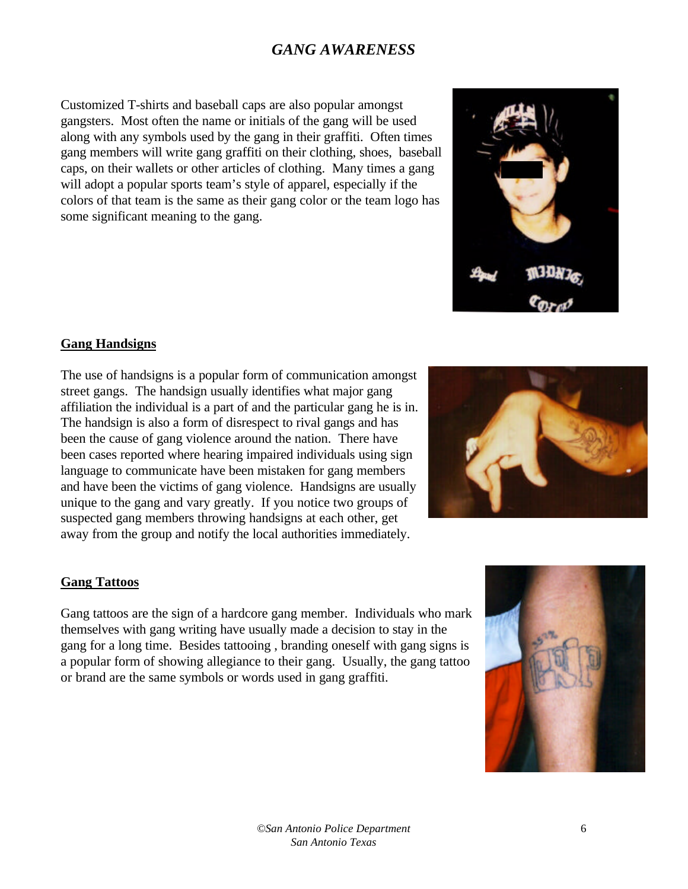Customized T-shirts and baseball caps are also popular amongst gangsters. Most often the name or initials of the gang will be used along with any symbols used by the gang in their graffiti. Often times gang members will write gang graffiti on their clothing, shoes, baseball caps, on their wallets or other articles of clothing. Many times a gang will adopt a popular sports team's style of apparel, especially if the colors of that team is the same as their gang color or the team logo has some significant meaning to the gang.

## Gang Handsigns

The use of handsigns is a popular form of communication amongst street gangs. The handsign usually identifies what major gang affiliation the individual is a part of and the particular gang he is in. The handsign is also a form of disrespect to rival gangs and has been the cause of gang violence around the nation. There have been cases reported where hearing impaired individuals using sign language to communicate have been mistaken for gang members and have been the victims of gang violence. Handsigns are usually unique to the gang and vary greatly. If you notice two groups of suspected gang members throwing handsigns at each other, get away from the group and notify the local authorities immediately.

## Gang Tattoos

Gang tattoos are the sign of a hardcore gang member. Individuals who mark themselves with gang writing have usually made a decision to stay in the gang for a long time. Besides tattooing , branding oneself with gang signs is a popular form of showing allegiance to their gang. Usually, the gang tattoo or brand are the same symbols or words used in gang graffiti.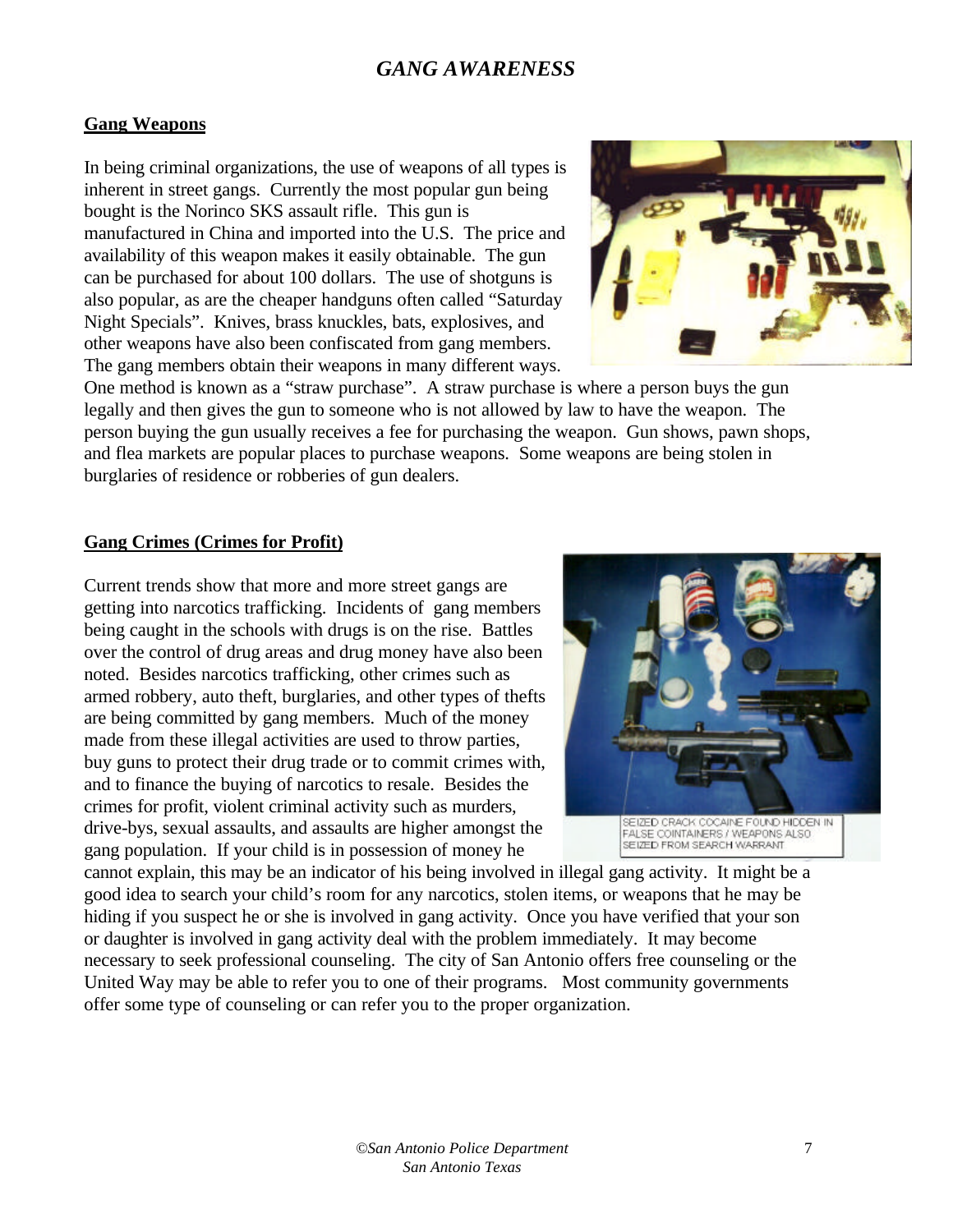## Gang Weapons

In being criminal organizations, the use of weapons of all types is inherent in street gangs. Currently the most popular gun being bought is the Norinco SKS assault rifle. This gun is manufactured in China and imported into the U.S. The price and availability of this weapon makes it easily obtainable. The gun can be purchased for about 100 dollars. The use of shotguns is also popular, as are the cheaper handguns often called "Saturday Night Specials". Knives, brass knuckles, bats, explosives, and other weapons have also been confiscated from gang members. The gang members obtain their weapons in many different ways. One method is known as a "straw purchase". A straw purchase is where a person buys the gun legally and then gives the gun to someone who is not allowed by law to have the weapon. The person buying the gun usually receives a fee for purchasing the weapon. Gun shows, pawn shops, and flea markets are popular places to purchase weapons. Some weapons are being stolen in burglaries of residence or robberies of gun dealers.

## Gang Crimes (Crimes for Profit)

Current trends show that more and more street gangs are getting into narcotics trafficking. Incidents of gang members being caught in the schools with drugs is on the rise. Battles over the control of drug areas and drug money have also been noted. Besides narcotics trafficking, other crimes such as armed robbery, auto theft, burglaries, and other types of thefts are being committed by gang members. Much of the money made from these illegal activities are used to throw parties, buy guns to protect their drug trade or to commit crimes with, and to finance the buying of narcotics to resale. Besides the crimes for profit, violent criminal activity such as murders, drive-bys, sexual assaults, and assaults are higher amongst the gang population. If your child is in possession of money he cannot explain, this may be an indicator of his being involved in illegal gang activity. It might be a good idea to search your child's room for any narcotics, stolen items, or weapons that he may be hiding if you suspect he or she is involved in gang activity. Once you have verified that your son or daughter is involved in gang activity deal with the problem immediately. It may become necessary to seek professional counseling. The city of San Antonio offers free counseling or the United Way may be able to refer you to one of their programs. Most community governments offer some type of counseling or can refer you to the proper organization.

SEIZED CRACK COCAINE FOUND HIDDEN IN FALSE COINTAINERS / WEAPONS ALSO SEIZED FROM SEARCH WARRANT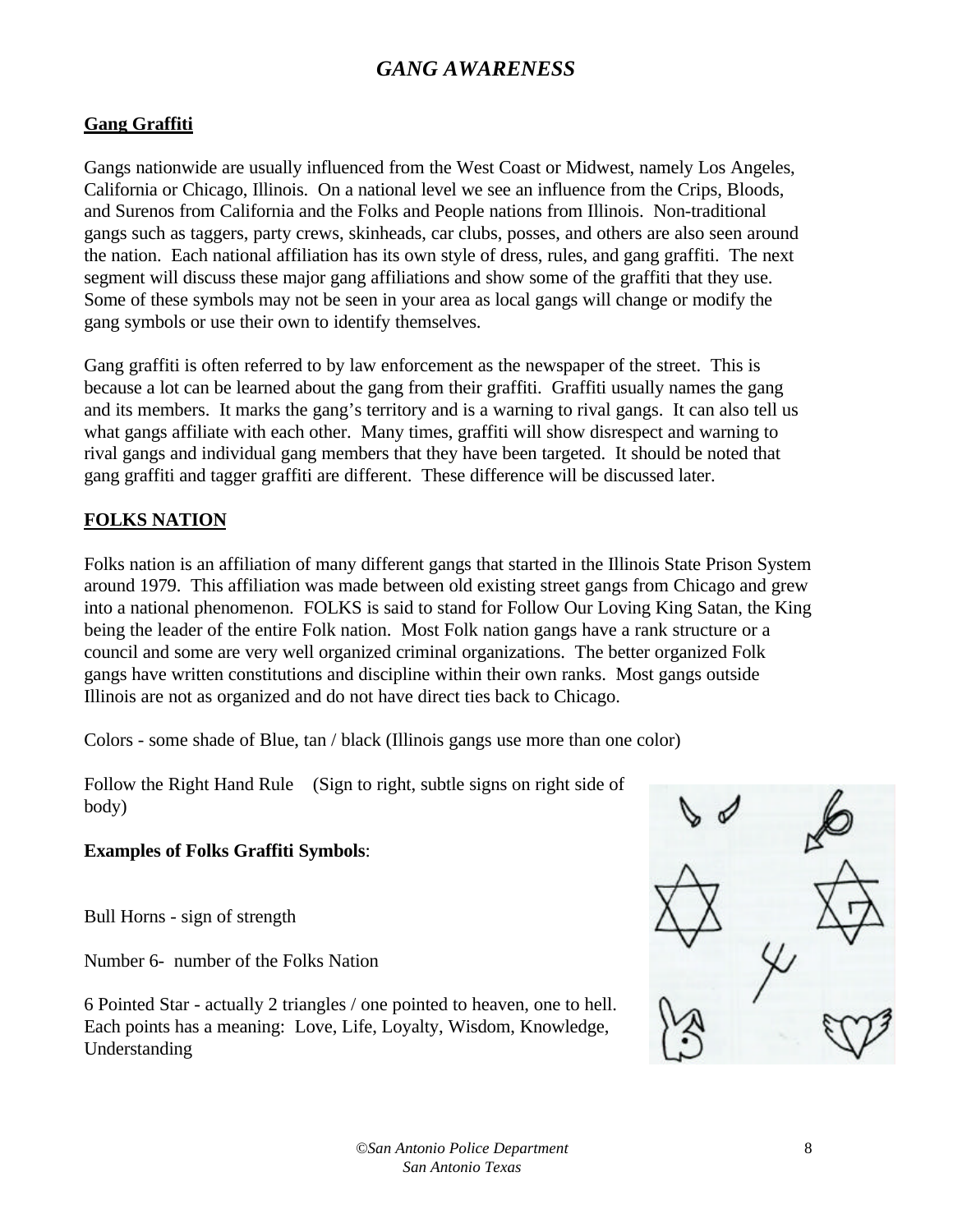# *GANG AWARENESS*

## Gang Graffiti

Gangs nationwide are usually influenced from the West Coast or Midwest, namely Los Angeles, California or Chicago, Illinois. On a national level we see an influence from the Crips, Bloods, and Surenos from California and the Folks and People nations from Illinois. Non-traditional gangs such as taggers, party crews, skinheads, car clubs, posses, and others are also seen around the nation. Each national affiliation has its own style of dress, rules, and gang graffiti. The next segment will discuss these major gang affiliations and show some of the graffiti that they use. Some of these symbols may not be seen in your area as local gangs will change or modify the gang symbols or use their own to identify themselves.

Gang graffiti is often referred to by law enforcement as the newspaper of the street. This is because a lot can be learned about the gang from their graffiti. Graffiti usually names the gang and its members. It marks the gang's territory and is a warning to rival gangs. It can also tell us what gangs affiliate with each other. Many times, graffiti will show disrespect and warning to rival gangs and individual gang members that they have been targeted. It should be noted that gang graffiti and tagger graffiti are different. These difference will be discussed later.

## FOLKS NATION

Folks nation is an affiliation of many different gangs that started in the Illinois State Prison System around 1979. This affiliation was made between old existing street gangs from Chicago and grew into a national phenomenon. FOLKS is said to stand for Follow Our Loving King Satan, the King being the leader of the entire Folk nation. Most Folk nation gangs have a rank structure or a council and some are very well organized criminal organizations. The better organized Folk gangs have written constitutions and discipline within their own ranks. Most gangs outside Illinois are not as organized and do not have direct ties back to Chicago.

Colors - some shade of Blue, tan / black (Illinois gangs use more than one color)

Follow the Right Hand Rule (Sign to right, subtle signs on right side of body)

**Examples of Folks Graffiti Symbols**:

Bull Horns - sign of strength

Number 6- number of the Folks Nation

6 Pointed Star - actually 2 triangles / one pointed to heaven, one to hell. Each points has a meaning: Love, Life, Loyalty, Wisdom, Knowledge, Understanding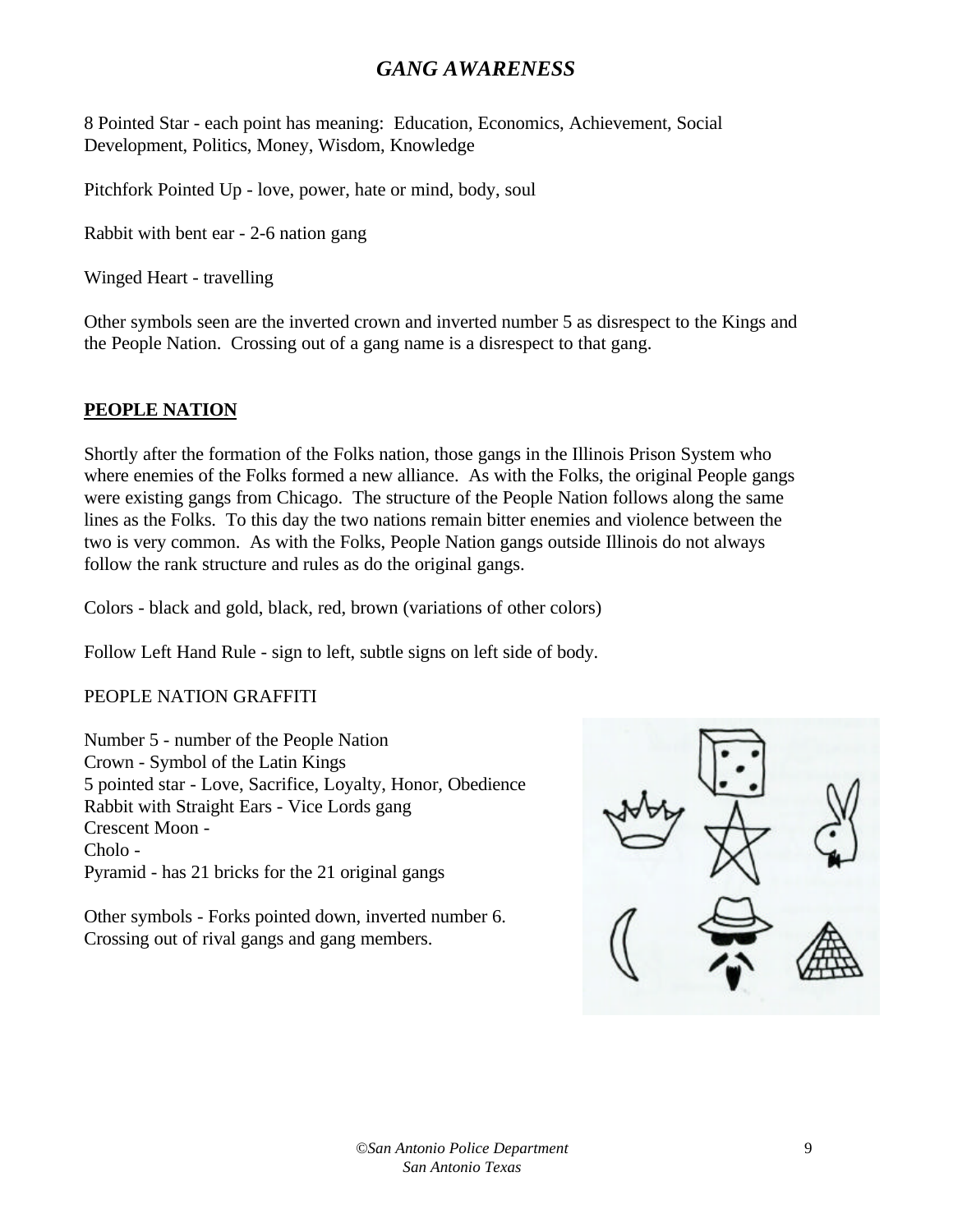8 Pointed Star - each point has meaning: Education, Economics, Achievement, Social Development, Politics, Money, Wisdom, Knowledge

Pitchfork Pointed Up - love, power, hate or mind, body, soul

Rabbit with bent ear - 2-6 nation gang

Winged Heart - travelling

Other symbols seen are the inverted crown and inverted number 5 as disrespect to the Kings and the People Nation. Crossing out of a gang name is a disrespect to that gang.

## PEOPLE NATION

Shortly after the formation of the Folks nation, those gangs in the Illinois Prison System who where enemies of the Folks formed a new alliance. As with the Folks, the original People gangs were existing gangs from Chicago. The structure of the People Nation follows along the same lines as the Folks. To this day the two nations remain bitter enemies and violence between the two is very common. As with the Folks, People Nation gangs outside Illinois do not always follow the rank structure and rules as do the original gangs.

Colors - black and gold, black, red, brown (variations of other colors)

Follow Left Hand Rule - sign to left, subtle signs on left side of body.

PEOPLE NATION GRAFFITI

Number 5 - number of the People Nation
Crown - Symbol of the Latin Kings
5 pointed star - Love, Sacrifice, Loyalty, Honor, Obedience
Rabbit with Straight Ears - Vice Lords gang
Crescent Moon -
Cholo -
Pyramid - has 21 bricks for the 21 original gangs

Other symbols - Forks pointed down, inverted number 6.
Crossing out of rival gangs and gang members.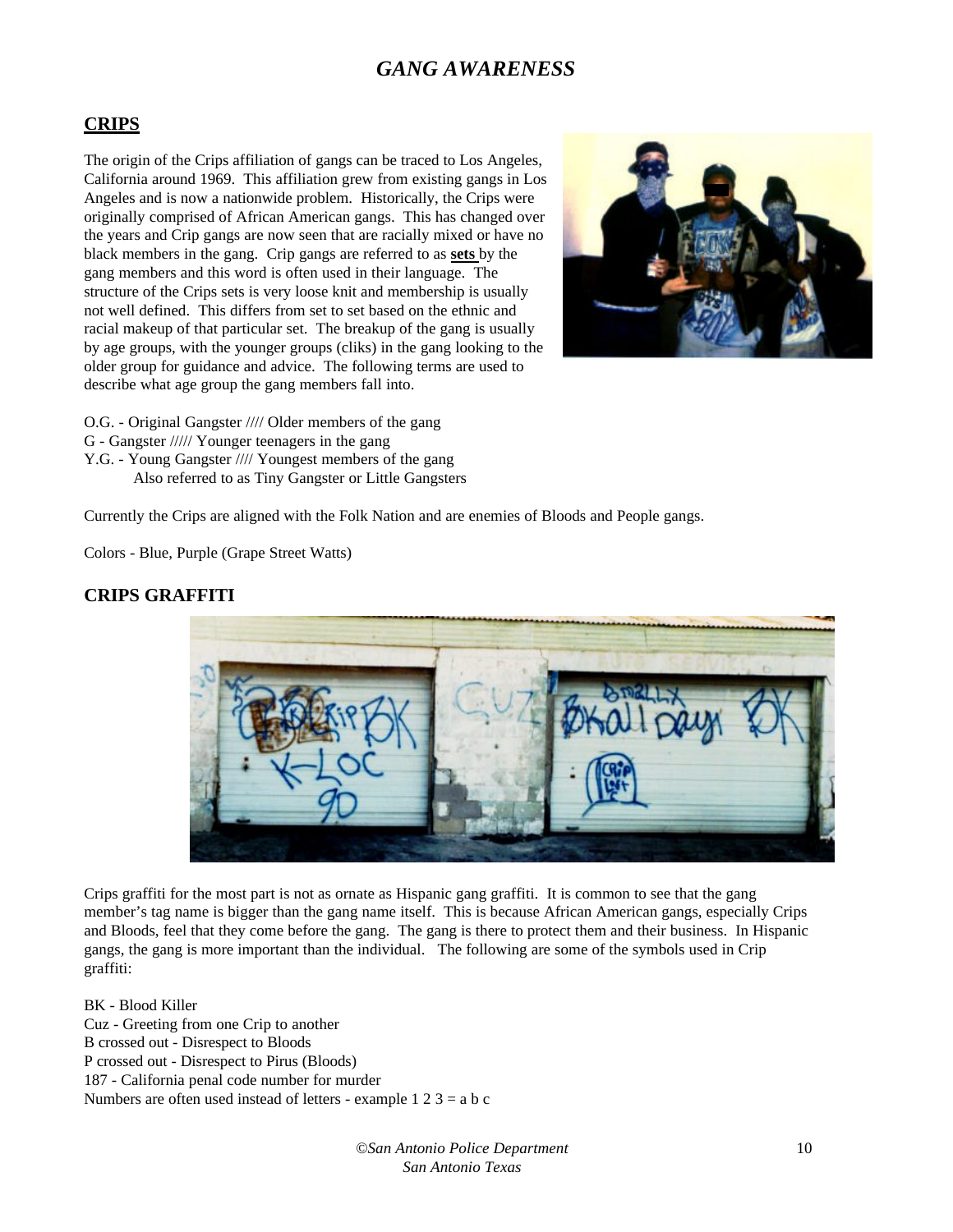## *GANG AWARENESS*

### CRIPS

The origin of the Crips affiliation of gangs can be traced to Los Angeles, California around 1969. This affiliation grew from existing gangs in Los Angeles and is now a nationwide problem. Historically, the Crips were originally comprised of African American gangs. This has changed over the years and Crip gangs are now seen that are racially mixed or have no black members in the gang. Crip gangs are referred to as **sets** by the gang members and this word is often used in their language. The structure of the Crips sets is very loose knit and membership is usually not well defined. This differs from set to set based on the ethnic and racial makeup of that particular set. The breakup of the gang is usually by age groups, with the younger groups (cliks) in the gang looking to the older group for guidance and advice. The following terms are used to describe what age group the gang members fall into.

O.G. - Original Gangster //// Older members of the gang
G - Gangster ///// Younger teenagers in the gang
Y.G. - Young Gangster //// Youngest members of the gang
    Also referred to as Tiny Gangster or Little Gangsters

Currently the Crips are aligned with the Folk Nation and are enemies of Bloods and People gangs.

Colors - Blue, Purple (Grape Street Watts)

### CRIPS GRAFFITI

Crips graffiti for the most part is not as ornate as Hispanic gang graffiti. It is common to see that the gang member's tag name is bigger than the gang name itself. This is because African American gangs, especially Crips and Bloods, feel that they come before the gang. The gang is there to protect them and their business. In Hispanic gangs, the gang is more important than the individual. The following are some of the symbols used in Crip graffiti:

BK - Blood Killer
Cuz - Greeting from one Crip to another
B crossed out - Disrespect to Bloods
P crossed out - Disrespect to Pirus (Bloods)
187 - California penal code number for murder
Numbers are often used instead of letters - example 1 2 3 = a b c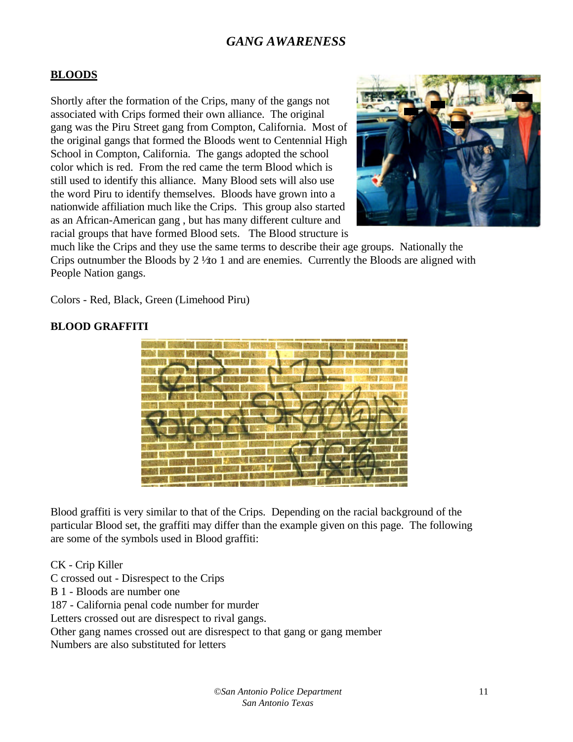## GANG AWARENESS

### BLOODS

Shortly after the formation of the Crips, many of the gangs not associated with Crips formed their own alliance. The original gang was the Piru Street gang from Compton, California. Most of the original gangs that formed the Bloods went to Centennial High School in Compton, California. The gangs adopted the school color which is red. From the red came the term Blood which is still used to identify this alliance. Many Blood sets will also use the word Piru to identify themselves. Bloods have grown into a nationwide affiliation much like the Crips. This group also started as an African-American gang , but has many different culture and racial groups that have formed Blood sets. The Blood structure is much like the Crips and they use the same terms to describe their age groups. Nationally the Crips outnumber the Bloods by 2 ½ to 1 and are enemies. Currently the Bloods are aligned with People Nation gangs.

Colors - Red, Black, Green (Limehood Piru)

### BLOOD GRAFFITI

Blood graffiti is very similar to that of the Crips. Depending on the racial background of the particular Blood set, the graffiti may differ than the example given on this page. The following are some of the symbols used in Blood graffiti:

CK - Crip Killer
C crossed out - Disrespect to the Crips
B 1 - Bloods are number one
187 - California penal code number for murder
Letters crossed out are disrespect to rival gangs.
Other gang names crossed out are disrespect to that gang or gang member
Numbers are also substituted for letters

*©San Antonio Police Department*
*San Antonio Texas*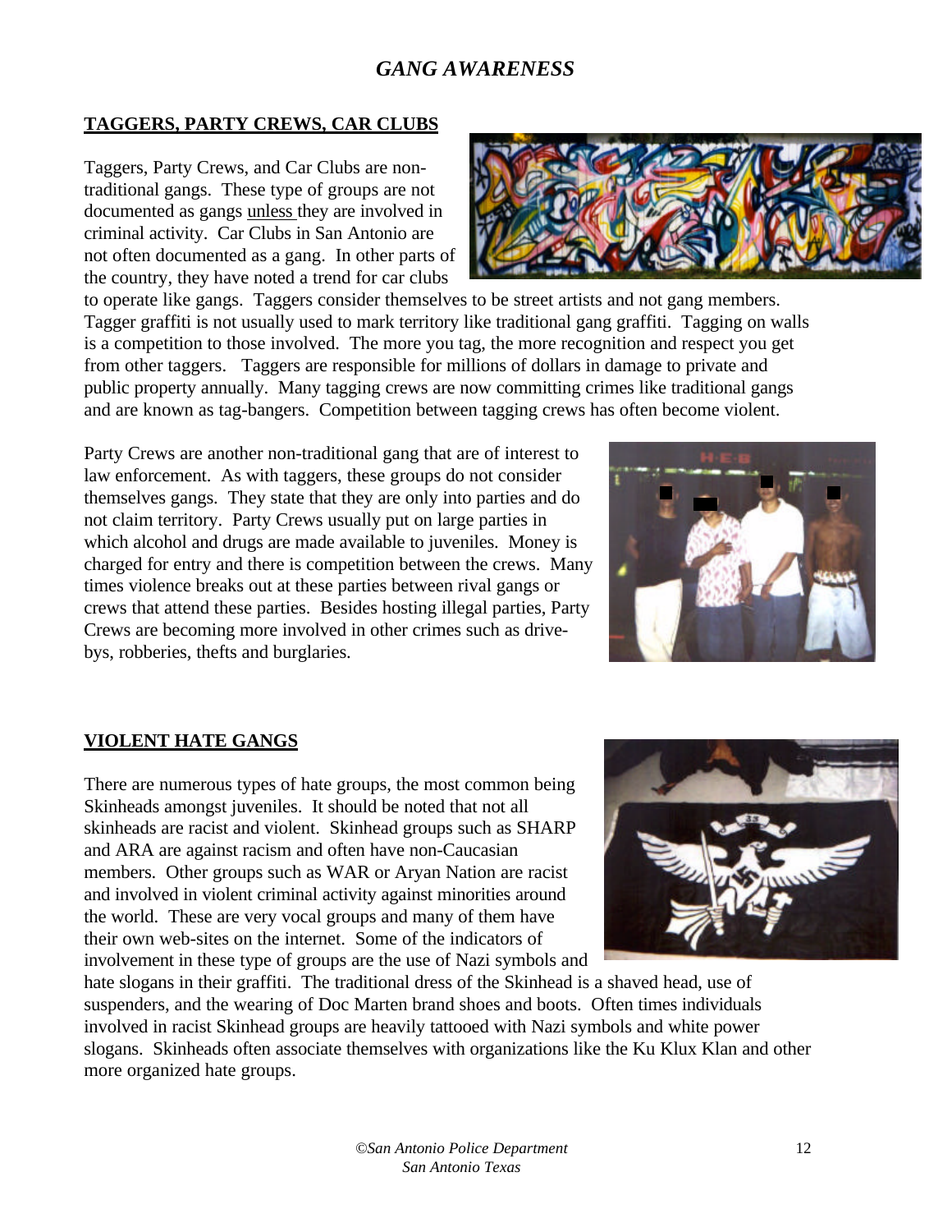# *GANG AWARENESS*

## TAGGERS, PARTY CREWS, CAR CLUBS

Taggers, Party Crews, and Car Clubs are non-traditional gangs. These type of groups are not documented as gangs unless they are involved in criminal activity. Car Clubs in San Antonio are not often documented as a gang. In other parts of the country, they have noted a trend for car clubs to operate like gangs. Taggers consider themselves to be street artists and not gang members. Tagger graffiti is not usually used to mark territory like traditional gang graffiti. Tagging on walls is a competition to those involved. The more you tag, the more recognition and respect you get from other taggers. Taggers are responsible for millions of dollars in damage to private and public property annually. Many tagging crews are now committing crimes like traditional gangs and are known as tag-bangers. Competition between tagging crews has often become violent.

Party Crews are another non-traditional gang that are of interest to law enforcement. As with taggers, these groups do not consider themselves gangs. They state that they are only into parties and do not claim territory. Party Crews usually put on large parties in which alcohol and drugs are made available to juveniles. Money is charged for entry and there is competition between the crews. Many times violence breaks out at these parties between rival gangs or crews that attend these parties. Besides hosting illegal parties, Party Crews are becoming more involved in other crimes such as drive-bys, robberies, thefts and burglaries.

## VIOLENT HATE GANGS

There are numerous types of hate groups, the most common being Skinheads amongst juveniles. It should be noted that not all skinheads are racist and violent. Skinhead groups such as SHARP and ARA are against racism and often have non-Caucasian members. Other groups such as WAR or Aryan Nation are racist and involved in violent criminal activity against minorities around the world. These are very vocal groups and many of them have their own web-sites on the internet. Some of the indicators of involvement in these type of groups are the use of Nazi symbols and hate slogans in their graffiti. The traditional dress of the Skinhead is a shaved head, use of suspenders, and the wearing of Doc Marten brand shoes and boots. Often times individuals involved in racist Skinhead groups are heavily tattooed with Nazi symbols and white power slogans. Skinheads often associate themselves with organizations like the Ku Klux Klan and other more organized hate groups.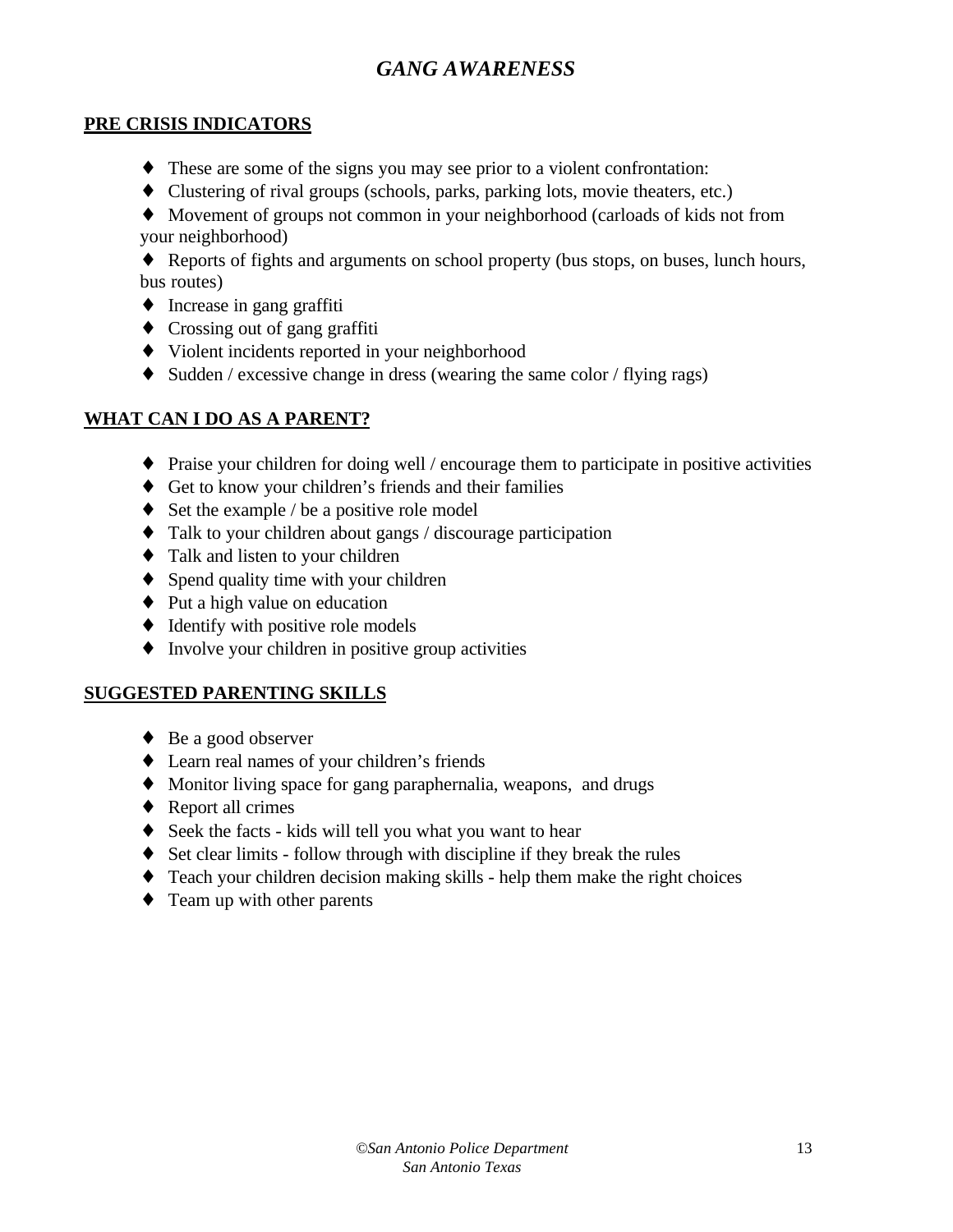# *GANG AWARENESS*

## PRE CRISIS INDICATORS

- These are some of the signs you may see prior to a violent confrontation:
- Clustering of rival groups (schools, parks, parking lots, movie theaters, etc.)
- Movement of groups not common in your neighborhood (carloads of kids not from your neighborhood)
- Reports of fights and arguments on school property (bus stops, on buses, lunch hours, bus routes)
- Increase in gang graffiti
- Crossing out of gang graffiti
- Violent incidents reported in your neighborhood
- Sudden / excessive change in dress (wearing the same color / flying rags)

## WHAT CAN I DO AS A PARENT?

- Praise your children for doing well / encourage them to participate in positive activities
- Get to know your children's friends and their families
- Set the example / be a positive role model
- Talk to your children about gangs / discourage participation
- Talk and listen to your children
- Spend quality time with your children
- Put a high value on education
- Identify with positive role models
- Involve your children in positive group activities

## SUGGESTED PARENTING SKILLS

- Be a good observer
- Learn real names of your children's friends
- Monitor living space for gang paraphernalia, weapons, and drugs
- Report all crimes
- Seek the facts - kids will tell you what you want to hear
- Set clear limits - follow through with discipline if they break the rules
- Teach your children decision making skills - help them make the right choices
- Team up with other parents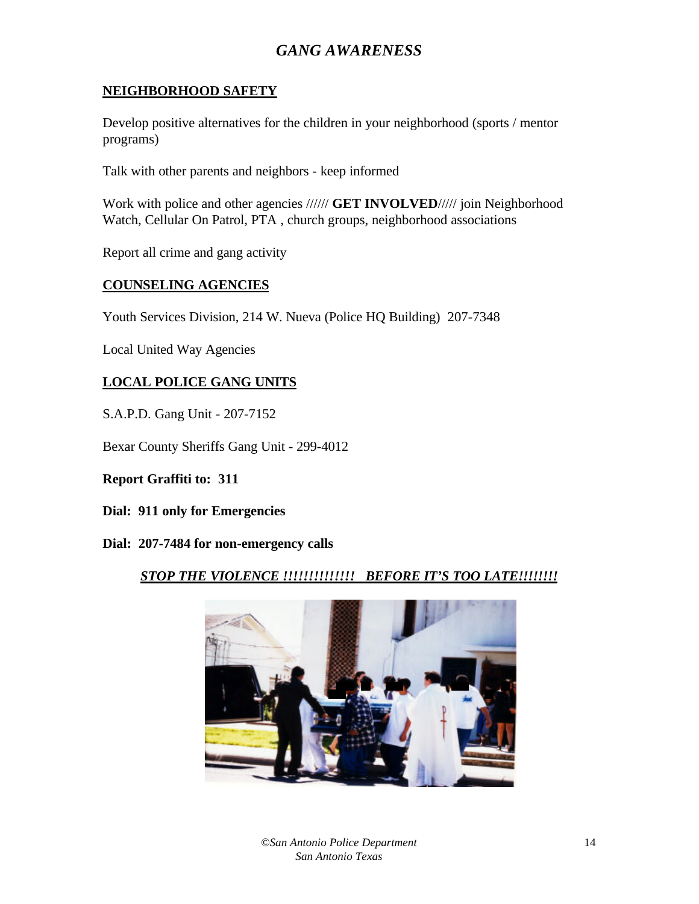# *GANG AWARENESS*

## NEIGHBORHOOD SAFETY

Develop positive alternatives for the children in your neighborhood (sports / mentor programs)

Talk with other parents and neighbors - keep informed

Work with police and other agencies ////// **GET INVOLVED**///// join Neighborhood Watch, Cellular On Patrol, PTA , church groups, neighborhood associations

Report all crime and gang activity

## COUNSELING AGENCIES

Youth Services Division, 214 W. Nueva (Police HQ Building) 207-7348

Local United Way Agencies

## LOCAL POLICE GANG UNITS

S.A.P.D. Gang Unit - 207-7152

Bexar County Sheriffs Gang Unit - 299-4012

**Report Graffiti to: 311**

**Dial: 911 only for Emergencies**

**Dial: 207-7484 for non-emergency calls**

***STOP THE VIOLENCE !!!!!!!!!!!!!! BEFORE IT'S TOO LATE!!!!!!!!***

©San Antonio Police Department
San Antonio Texas